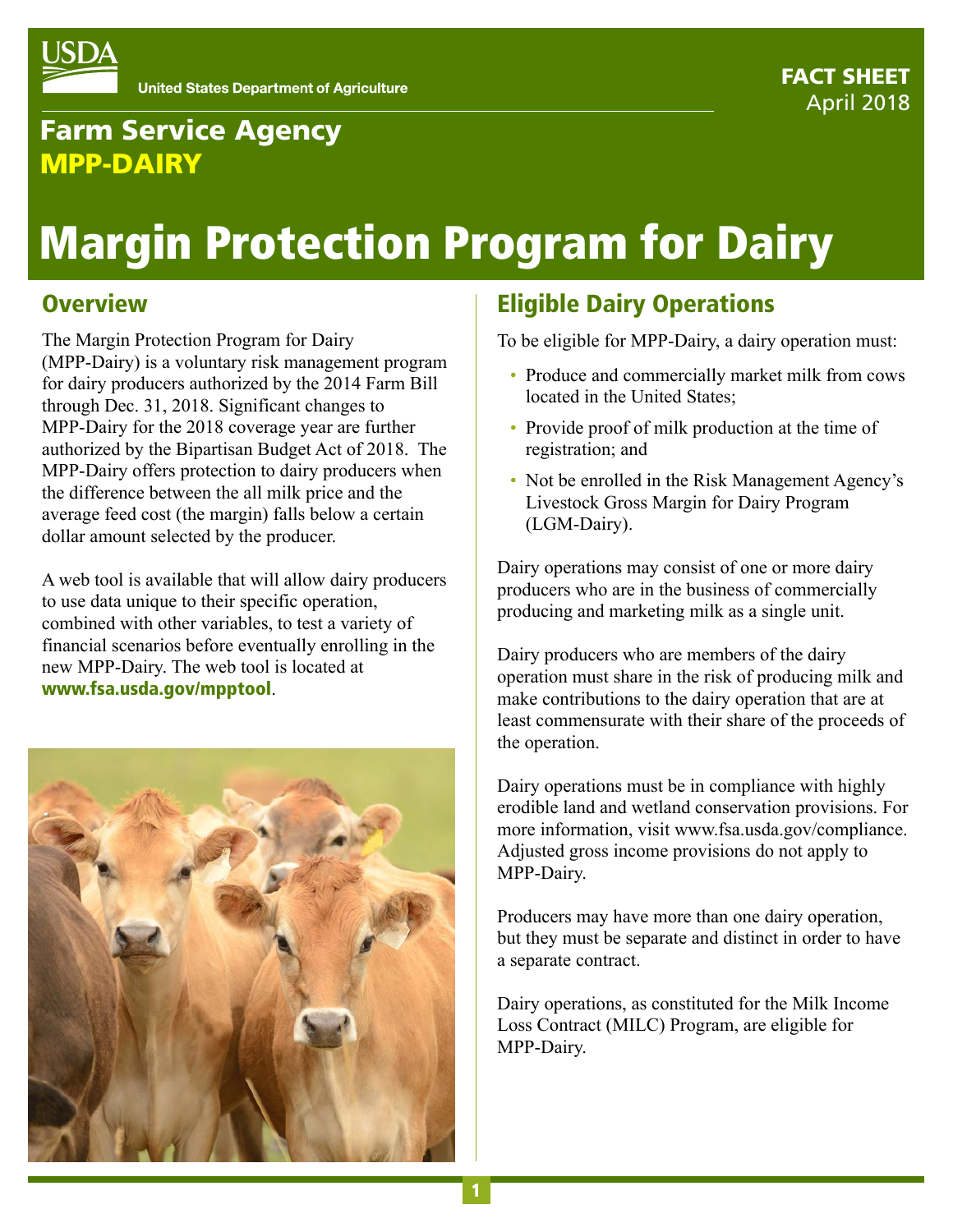United States Department of Agriculture

**FACT SHEET**
April 2018

## Farm Service Agency
## MPP-DAIRY

# Margin Protection Program for Dairy

## Overview

The Margin Protection Program for Dairy (MPP-Dairy) is a voluntary risk management program for dairy producers authorized by the 2014 Farm Bill through Dec. 31, 2018. Significant changes to MPP-Dairy for the 2018 coverage year are further authorized by the Bipartisan Budget Act of 2018. The MPP-Dairy offers protection to dairy producers when the difference between the all milk price and the average feed cost (the margin) falls below a certain dollar amount selected by the producer.

A web tool is available that will allow dairy producers to use data unique to their specific operation, combined with other variables, to test a variety of financial scenarios before eventually enrolling in the new MPP-Dairy. The web tool is located at **www.fsa.usda.gov/mpptool**.

## Eligible Dairy Operations

To be eligible for MPP-Dairy, a dairy operation must:

- Produce and commercially market milk from cows located in the United States;
- Provide proof of milk production at the time of registration; and
- Not be enrolled in the Risk Management Agency's Livestock Gross Margin for Dairy Program (LGM-Dairy).

Dairy operations may consist of one or more dairy producers who are in the business of commercially producing and marketing milk as a single unit.

Dairy producers who are members of the dairy operation must share in the risk of producing milk and make contributions to the dairy operation that are at least commensurate with their share of the proceeds of the operation.

Dairy operations must be in compliance with highly erodible land and wetland conservation provisions. For more information, visit www.fsa.usda.gov/compliance. Adjusted gross income provisions do not apply to MPP-Dairy.

Producers may have more than one dairy operation, but they must be separate and distinct in order to have a separate contract.

Dairy operations, as constituted for the Milk Income Loss Contract (MILC) Program, are eligible for MPP-Dairy.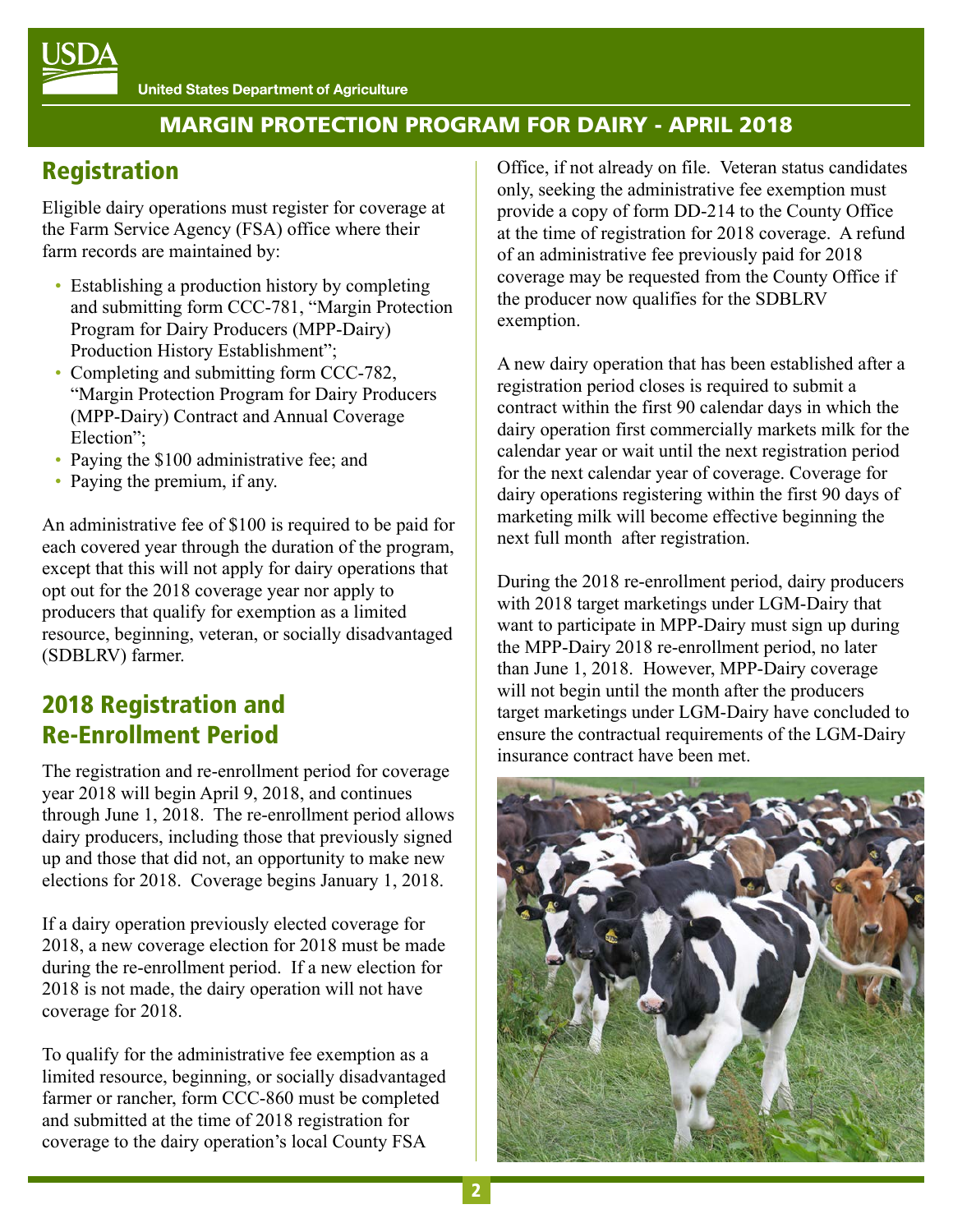## Registration

Eligible dairy operations must register for coverage at the Farm Service Agency (FSA) office where their farm records are maintained by:

- Establishing a production history by completing and submitting form CCC-781, "Margin Protection Program for Dairy Producers (MPP-Dairy) Production History Establishment";
- Completing and submitting form CCC-782, "Margin Protection Program for Dairy Producers (MPP-Dairy) Contract and Annual Coverage Election";
- Paying the $100 administrative fee; and
- Paying the premium, if any.

An administrative fee of $100 is required to be paid for each covered year through the duration of the program, except that this will not apply for dairy operations that opt out for the 2018 coverage year nor apply to producers that qualify for exemption as a limited resource, beginning, veteran, or socially disadvantaged (SDBLRV) farmer.

## 2018 Registration and Re-Enrollment Period

The registration and re-enrollment period for coverage year 2018 will begin April 9, 2018, and continues through June 1, 2018. The re-enrollment period allows dairy producers, including those that previously signed up and those that did not, an opportunity to make new elections for 2018. Coverage begins January 1, 2018.

If a dairy operation previously elected coverage for 2018, a new coverage election for 2018 must be made during the re-enrollment period. If a new election for 2018 is not made, the dairy operation will not have coverage for 2018.

To qualify for the administrative fee exemption as a limited resource, beginning, or socially disadvantaged farmer or rancher, form CCC-860 must be completed and submitted at the time of 2018 registration for coverage to the dairy operation's local County FSA Office, if not already on file. Veteran status candidates only, seeking the administrative fee exemption must provide a copy of form DD-214 to the County Office at the time of registration for 2018 coverage. A refund of an administrative fee previously paid for 2018 coverage may be requested from the County Office if the producer now qualifies for the SDBLRV exemption.

A new dairy operation that has been established after a registration period closes is required to submit a contract within the first 90 calendar days in which the dairy operation first commercially markets milk for the calendar year or wait until the next registration period for the next calendar year of coverage. Coverage for dairy operations registering within the first 90 days of marketing milk will become effective beginning the next full month after registration.

During the 2018 re-enrollment period, dairy producers with 2018 target marketings under LGM-Dairy that want to participate in MPP-Dairy must sign up during the MPP-Dairy 2018 re-enrollment period, no later than June 1, 2018. However, MPP-Dairy coverage will not begin until the month after the producers target marketings under LGM-Dairy have concluded to ensure the contractual requirements of the LGM-Dairy insurance contract have been met.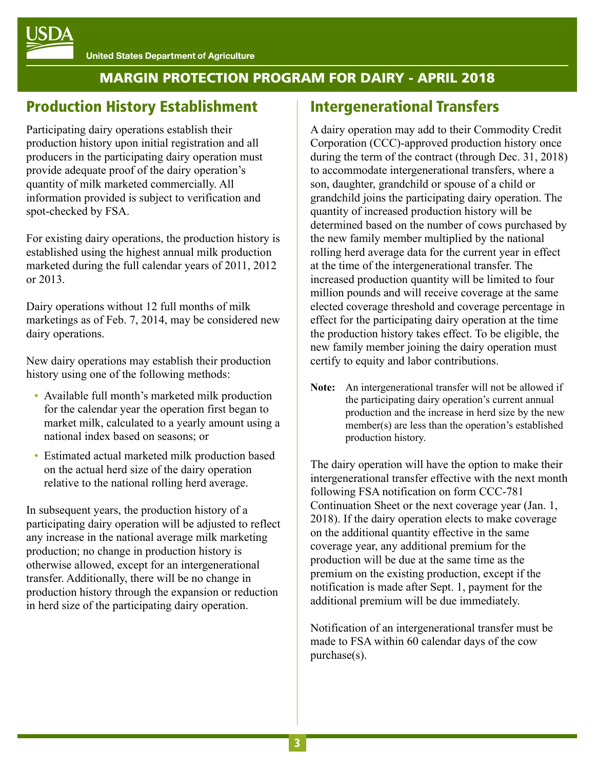## Production History Establishment

Participating dairy operations establish their production history upon initial registration and all producers in the participating dairy operation must provide adequate proof of the dairy operation's quantity of milk marketed commercially. All information provided is subject to verification and spot-checked by FSA.

For existing dairy operations, the production history is established using the highest annual milk production marketed during the full calendar years of 2011, 2012 or 2013.

Dairy operations without 12 full months of milk marketings as of Feb. 7, 2014, may be considered new dairy operations.

New dairy operations may establish their production history using one of the following methods:

- Available full month's marketed milk production for the calendar year the operation first began to market milk, calculated to a yearly amount using a national index based on seasons; or
- Estimated actual marketed milk production based on the actual herd size of the dairy operation relative to the national rolling herd average.

In subsequent years, the production history of a participating dairy operation will be adjusted to reflect any increase in the national average milk marketing production; no change in production history is otherwise allowed, except for an intergenerational transfer. Additionally, there will be no change in production history through the expansion or reduction in herd size of the participating dairy operation.

## Intergenerational Transfers

A dairy operation may add to their Commodity Credit Corporation (CCC)-approved production history once during the term of the contract (through Dec. 31, 2018) to accommodate intergenerational transfers, where a son, daughter, grandchild or spouse of a child or grandchild joins the participating dairy operation. The quantity of increased production history will be determined based on the number of cows purchased by the new family member multiplied by the national rolling herd average data for the current year in effect at the time of the intergenerational transfer. The increased production quantity will be limited to four million pounds and will receive coverage at the same elected coverage threshold and coverage percentage in effect for the participating dairy operation at the time the production history takes effect. To be eligible, the new family member joining the dairy operation must certify to equity and labor contributions.

**Note:** An intergenerational transfer will not be allowed if the participating dairy operation's current annual production and the increase in herd size by the new member(s) are less than the operation's established production history.

The dairy operation will have the option to make their intergenerational transfer effective with the next month following FSA notification on form CCC-781 Continuation Sheet or the next coverage year (Jan. 1, 2018). If the dairy operation elects to make coverage on the additional quantity effective in the same coverage year, any additional premium for the production will be due at the same time as the premium on the existing production, except if the notification is made after Sept. 1, payment for the additional premium will be due immediately.

Notification of an intergenerational transfer must be made to FSA within 60 calendar days of the cow purchase(s).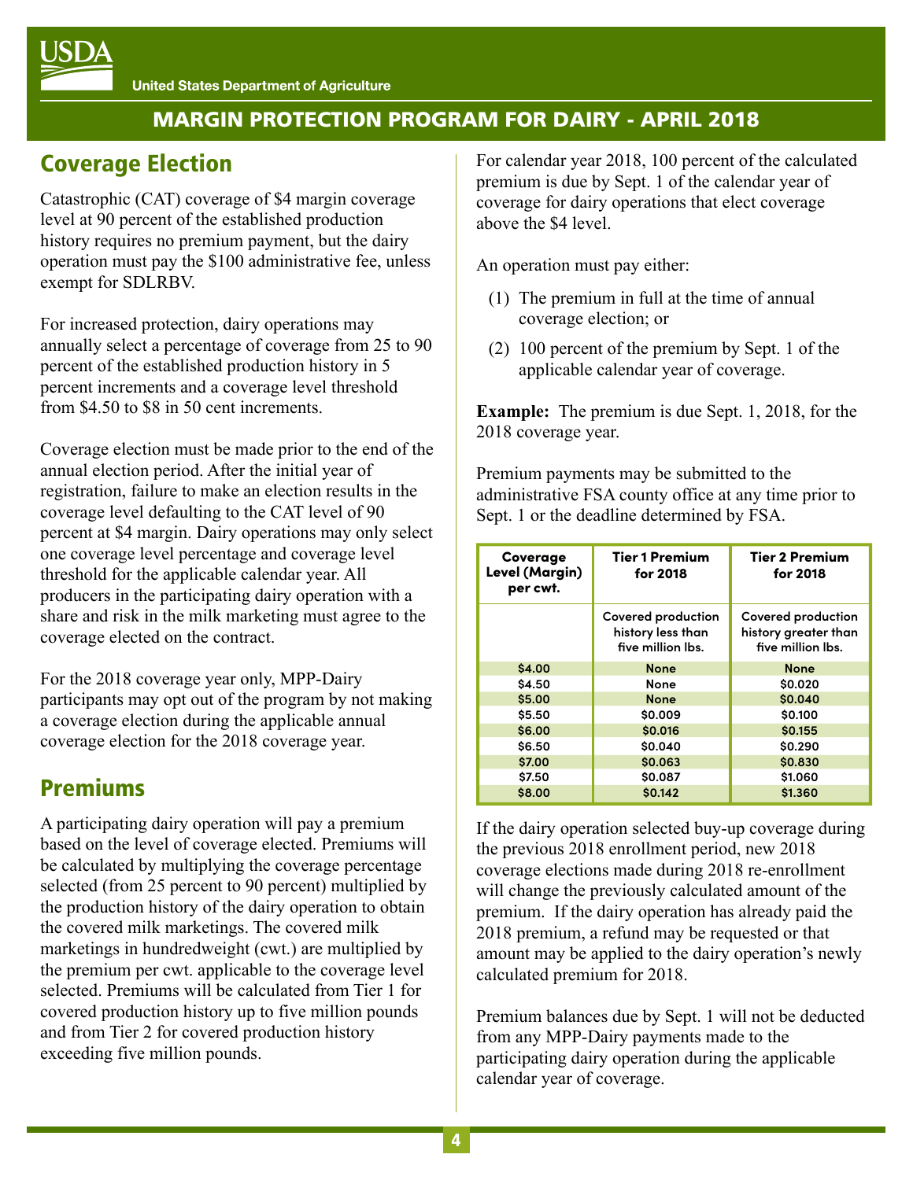## Coverage Election

Catastrophic (CAT) coverage of $4 margin coverage level at 90 percent of the established production history requires no premium payment, but the dairy operation must pay the $100 administrative fee, unless exempt for SDLRBV.

For increased protection, dairy operations may annually select a percentage of coverage from 25 to 90 percent of the established production history in 5 percent increments and a coverage level threshold from $4.50 to $8 in 50 cent increments.

Coverage election must be made prior to the end of the annual election period. After the initial year of registration, failure to make an election results in the coverage level defaulting to the CAT level of 90 percent at $4 margin. Dairy operations may only select one coverage level percentage and coverage level threshold for the applicable calendar year. All producers in the participating dairy operation with a share and risk in the milk marketing must agree to the coverage elected on the contract.

For the 2018 coverage year only, MPP-Dairy participants may opt out of the program by not making a coverage election during the applicable annual coverage election for the 2018 coverage year.

## Premiums

A participating dairy operation will pay a premium based on the level of coverage elected. Premiums will be calculated by multiplying the coverage percentage selected (from 25 percent to 90 percent) multiplied by the production history of the dairy operation to obtain the covered milk marketings. The covered milk marketings in hundredweight (cwt.) are multiplied by the premium per cwt. applicable to the coverage level selected. Premiums will be calculated from Tier 1 for covered production history up to five million pounds and from Tier 2 for covered production history exceeding five million pounds.

For calendar year 2018, 100 percent of the calculated premium is due by Sept. 1 of the calendar year of coverage for dairy operations that elect coverage above the $4 level.

An operation must pay either:

(1) The premium in full at the time of annual coverage election; or

(2) 100 percent of the premium by Sept. 1 of the applicable calendar year of coverage.

**Example:** The premium is due Sept. 1, 2018, for the 2018 coverage year.

Premium payments may be submitted to the administrative FSA county office at any time prior to Sept. 1 or the deadline determined by FSA.

| Coverage Level (Margin) per cwt. | Tier 1 Premium for 2018 | Tier 2 Premium for 2018 |
|---|---|---|
| | Covered production history less than five million lbs. | Covered production history greater than five million lbs. |
| $4.00 | None | None |
| $4.50 | None | $0.020 |
| $5.00 | None | $0.040 |
| $5.50 | $0.009 | $0.100 |
| $6.00 | $0.016 | $0.155 |
| $6.50 | $0.040 | $0.290 |
| $7.00 | $0.063 | $0.830 |
| $7.50 | $0.087 | $1.060 |
| $8.00 | $0.142 | $1.360 |

If the dairy operation selected buy-up coverage during the previous 2018 enrollment period, new 2018 coverage elections made during 2018 re-enrollment will change the previously calculated amount of the premium. If the dairy operation has already paid the 2018 premium, a refund may be requested or that amount may be applied to the dairy operation's newly calculated premium for 2018.

Premium balances due by Sept. 1 will not be deducted from any MPP-Dairy payments made to the participating dairy operation during the applicable calendar year of coverage.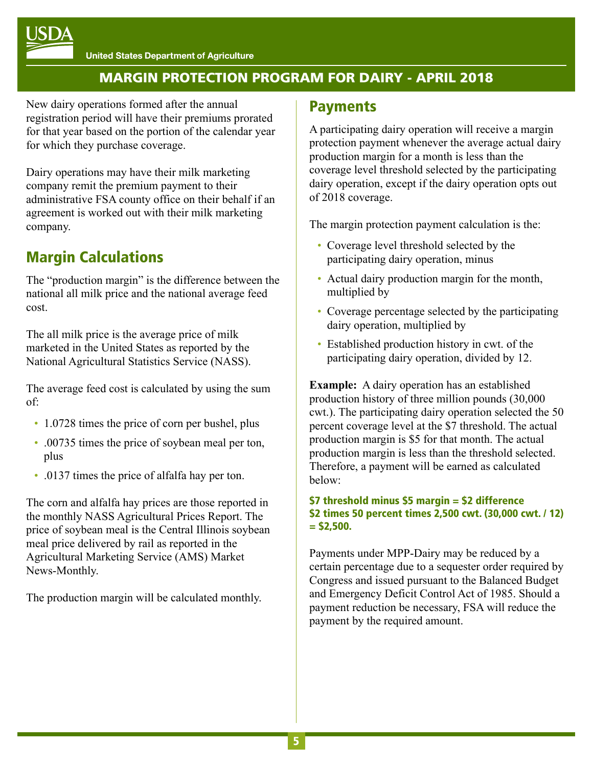New dairy operations formed after the annual registration period will have their premiums prorated for that year based on the portion of the calendar year for which they purchase coverage.

Dairy operations may have their milk marketing company remit the premium payment to their administrative FSA county office on their behalf if an agreement is worked out with their milk marketing company.

## Margin Calculations

The "production margin" is the difference between the national all milk price and the national average feed cost.

The all milk price is the average price of milk marketed in the United States as reported by the National Agricultural Statistics Service (NASS).

The average feed cost is calculated by using the sum of:

- 1.0728 times the price of corn per bushel, plus
- .00735 times the price of soybean meal per ton, plus
- .0137 times the price of alfalfa hay per ton.

The corn and alfalfa hay prices are those reported in the monthly NASS Agricultural Prices Report. The price of soybean meal is the Central Illinois soybean meal price delivered by rail as reported in the Agricultural Marketing Service (AMS) Market News-Monthly.

The production margin will be calculated monthly.

## Payments

A participating dairy operation will receive a margin protection payment whenever the average actual dairy production margin for a month is less than the coverage level threshold selected by the participating dairy operation, except if the dairy operation opts out of 2018 coverage.

The margin protection payment calculation is the:

- Coverage level threshold selected by the participating dairy operation, minus
- Actual dairy production margin for the month, multiplied by
- Coverage percentage selected by the participating dairy operation, multiplied by
- Established production history in cwt. of the participating dairy operation, divided by 12.

**Example:** A dairy operation has an established production history of three million pounds (30,000 cwt.). The participating dairy operation selected the 50 percent coverage level at the $7 threshold. The actual production margin is $5 for that month. The actual production margin is less than the threshold selected. Therefore, a payment will be earned as calculated below:

**$7 threshold minus $5 margin = $2 difference**
**$2 times 50 percent times 2,500 cwt. (30,000 cwt. / 12) = $2,500.**

Payments under MPP-Dairy may be reduced by a certain percentage due to a sequester order required by Congress and issued pursuant to the Balanced Budget and Emergency Deficit Control Act of 1985. Should a payment reduction be necessary, FSA will reduce the payment by the required amount.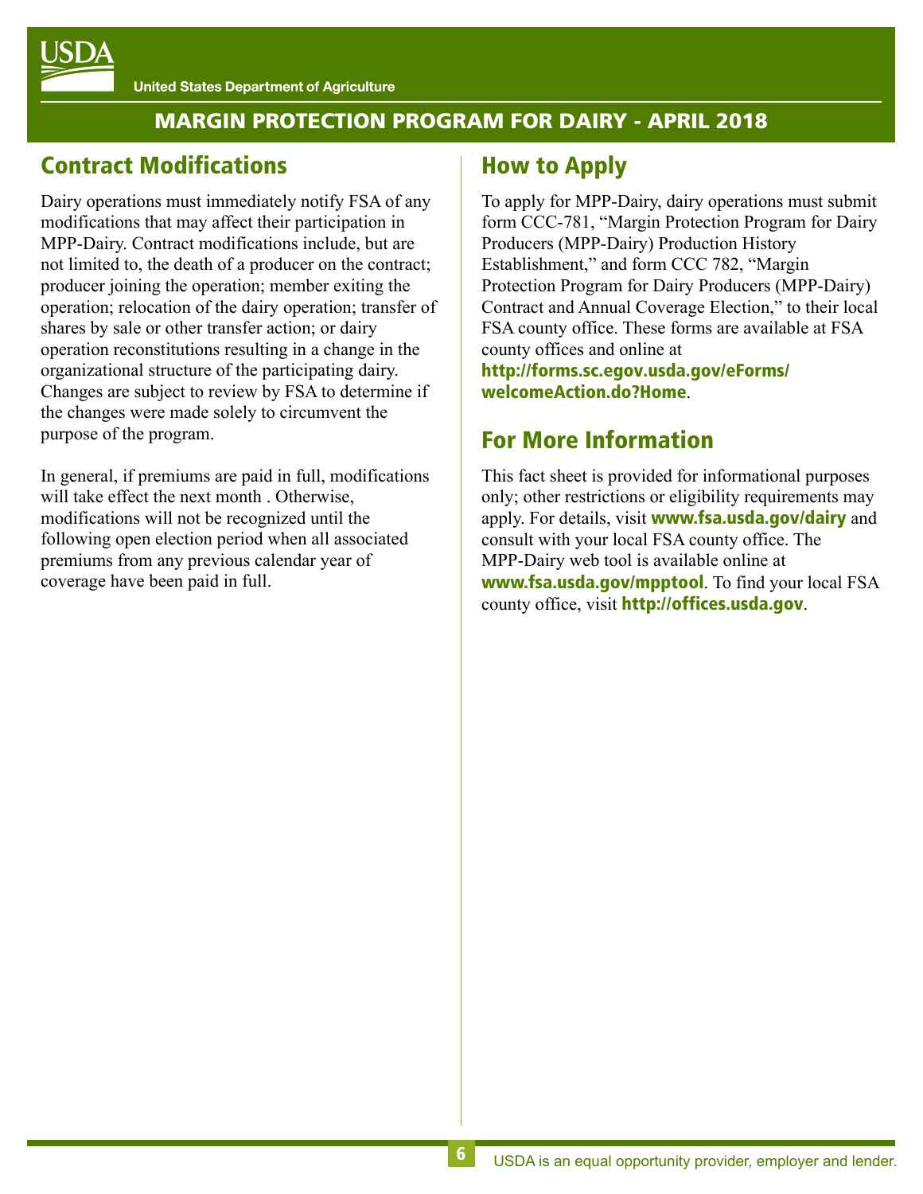## Contract Modifications

Dairy operations must immediately notify FSA of any modifications that may affect their participation in MPP-Dairy. Contract modifications include, but are not limited to, the death of a producer on the contract; producer joining the operation; member exiting the operation; relocation of the dairy operation; transfer of shares by sale or other transfer action; or dairy operation reconstitutions resulting in a change in the organizational structure of the participating dairy. Changes are subject to review by FSA to determine if the changes were made solely to circumvent the purpose of the program.

In general, if premiums are paid in full, modifications will take effect the next month . Otherwise, modifications will not be recognized until the following open election period when all associated premiums from any previous calendar year of coverage have been paid in full.

## How to Apply

To apply for MPP-Dairy, dairy operations must submit form CCC-781, "Margin Protection Program for Dairy Producers (MPP-Dairy) Production History Establishment," and form CCC 782, "Margin Protection Program for Dairy Producers (MPP-Dairy) Contract and Annual Coverage Election," to their local FSA county office. These forms are available at FSA county offices and online at **http://forms.sc.egov.usda.gov/eForms/welcomeAction.do?Home**.

## For More Information

This fact sheet is provided for informational purposes only; other restrictions or eligibility requirements may apply. For details, visit **www.fsa.usda.gov/dairy** and consult with your local FSA county office. The MPP-Dairy web tool is available online at **www.fsa.usda.gov/mpptool**. To find your local FSA county office, visit **http://offices.usda.gov**.